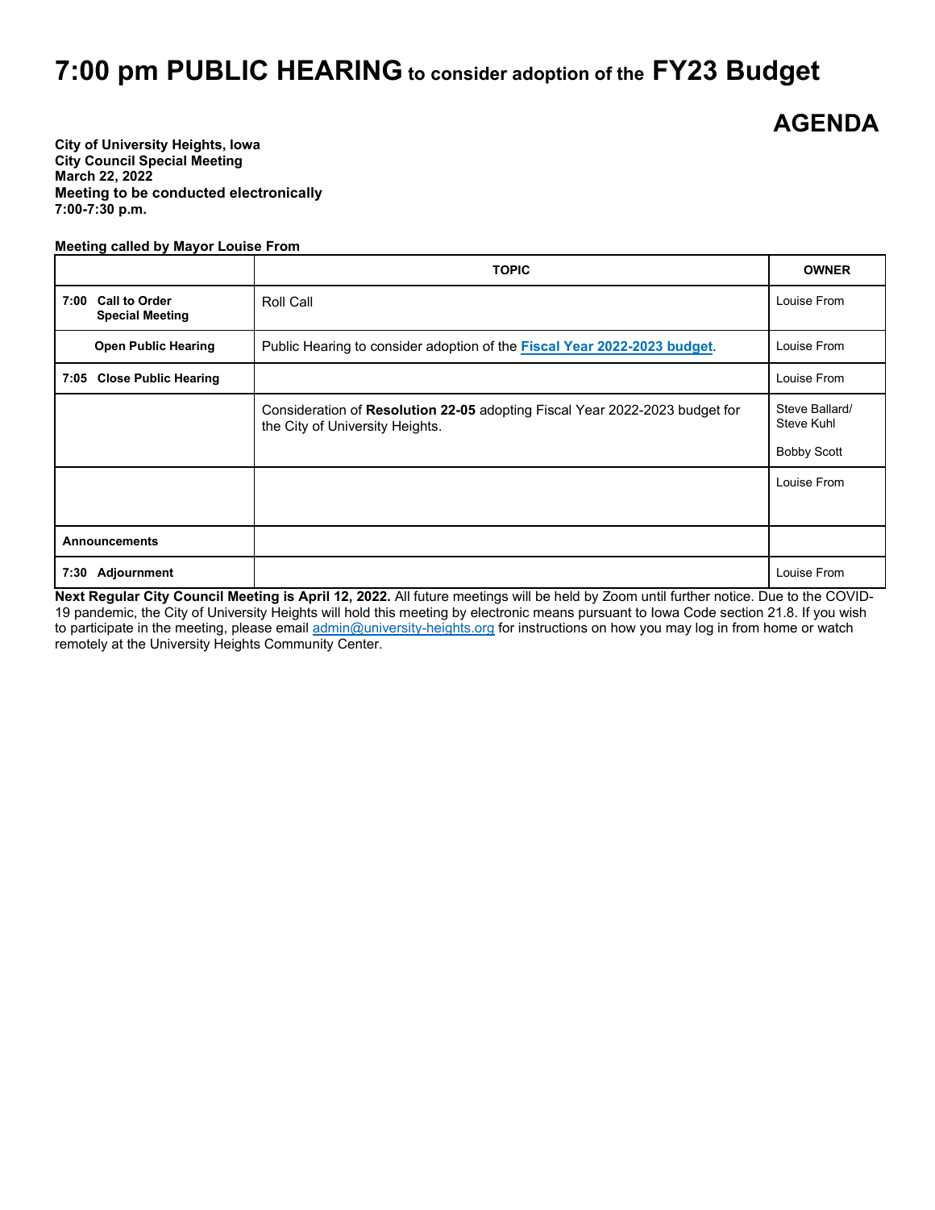# 7:00 pm PUBLIC HEARING to consider adoption of the FY23 Budget

## AGENDA

**City of University Heights, Iowa**
**City Council Special Meeting**
**March 22, 2022**
**Meeting to be conducted electronically**
**7:00-7:30 p.m.**

**Meeting called by Mayor Louise From**

| | TOPIC | OWNER |
|---|---|---|
| **7:00 Call to Order Special Meeting** | Roll Call | Louise From |
| **Open Public Hearing** | Public Hearing to consider adoption of the **Fiscal Year 2022-2023 budget**. | Louise From |
| **7:05 Close Public Hearing** | | Louise From |
| | Consideration of **Resolution 22-05** adopting Fiscal Year 2022-2023 budget for the City of University Heights. | Steve Ballard/ Steve Kuhl<br><br>Bobby Scott |
| | | Louise From |
| **Announcements** | | |
| **7:30 Adjournment** | | Louise From |

**Next Regular City Council Meeting is April 12, 2022.** All future meetings will be held by Zoom until further notice. Due to the COVID-19 pandemic, the City of University Heights will hold this meeting by electronic means pursuant to Iowa Code section 21.8. If you wish to participate in the meeting, please email admin@university-heights.org for instructions on how you may log in from home or watch remotely at the University Heights Community Center.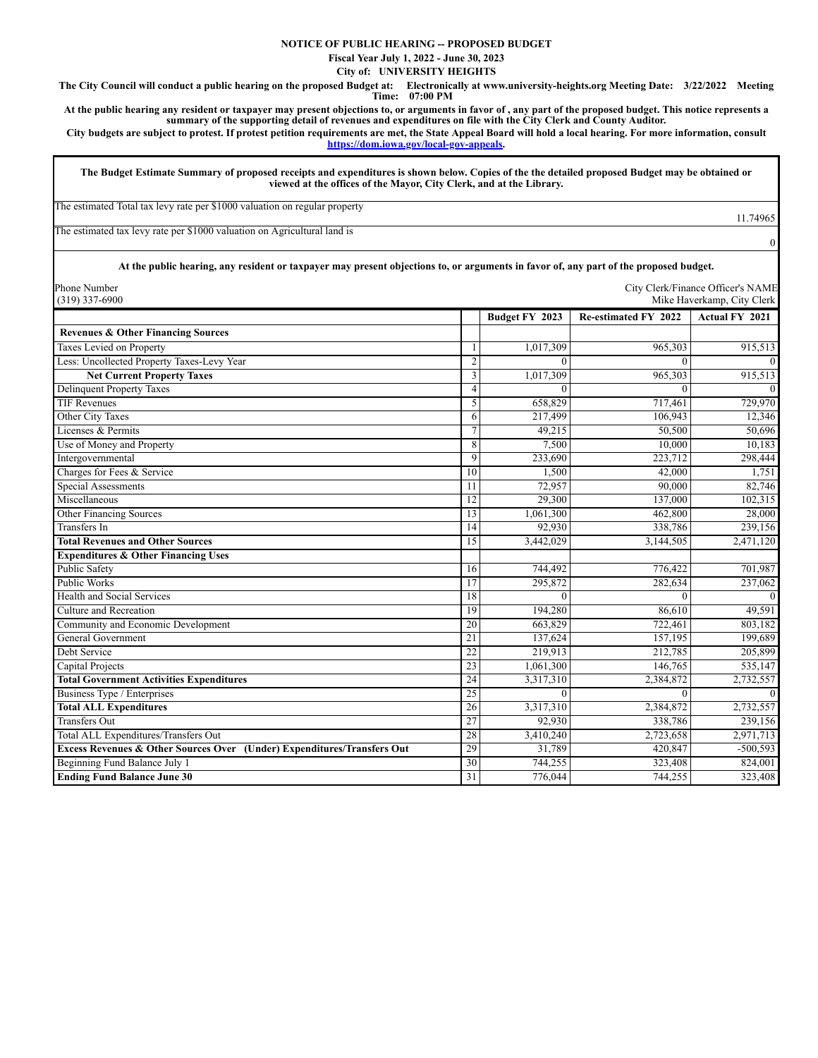**NOTICE OF PUBLIC HEARING -- PROPOSED BUDGET**

**Fiscal Year July 1, 2022 - June 30, 2023**

**City of: UNIVERSITY HEIGHTS**

**The City Council will conduct a public hearing on the proposed Budget at: Electronically at www.university-heights.org Meeting Date: 3/22/2022 Meeting Time: 07:00 PM**

**At the public hearing any resident or taxpayer may present objections to, or arguments in favor of , any part of the proposed budget. This notice represents a summary of the supporting detail of revenues and expenditures on file with the City Clerk and County Auditor.**

**City budgets are subject to protest. If protest petition requirements are met, the State Appeal Board will hold a local hearing. For more information, consult [https://dom.iowa.gov/local-gov-appeals](https://dom.iowa.gov/local-gov-appeals).**

**The Budget Estimate Summary of proposed receipts and expenditures is shown below. Copies of the the detailed proposed Budget may be obtained or viewed at the offices of the Mayor, City Clerk, and at the Library.**

The estimated Total tax levy rate per $1000 valuation on regular property: 11.74965

The estimated tax levy rate per $1000 valuation on Agricultural land is: 0

**At the public hearing, any resident or taxpayer may present objections to, or arguments in favor of, any part of the proposed budget.**

Phone Number
(319) 337-6900

City Clerk/Finance Officer's NAME
Mike Haverkamp, City Clerk

| | | Budget FY 2023 | Re-estimated FY 2022 | Actual FY 2021 |
|---|---|---|---|---|
| **Revenues & Other Financing Sources** | | | | |
| Taxes Levied on Property | 1 | 1,017,309 | 965,303 | 915,513 |
| Less: Uncollected Property Taxes-Levy Year | 2 | 0 | 0 | 0 |
| **Net Current Property Taxes** | 3 | 1,017,309 | 965,303 | 915,513 |
| Delinquent Property Taxes | 4 | 0 | 0 | 0 |
| TIF Revenues | 5 | 658,829 | 717,461 | 729,970 |
| Other City Taxes | 6 | 217,499 | 106,943 | 12,346 |
| Licenses & Permits | 7 | 49,215 | 50,500 | 50,696 |
| Use of Money and Property | 8 | 7,500 | 10,000 | 10,183 |
| Intergovernmental | 9 | 233,690 | 223,712 | 298,444 |
| Charges for Fees & Service | 10 | 1,500 | 42,000 | 1,751 |
| Special Assessments | 11 | 72,957 | 90,000 | 82,746 |
| Miscellaneous | 12 | 29,300 | 137,000 | 102,315 |
| Other Financing Sources | 13 | 1,061,300 | 462,800 | 28,000 |
| Transfers In | 14 | 92,930 | 338,786 | 239,156 |
| **Total Revenues and Other Sources** | 15 | 3,442,029 | 3,144,505 | 2,471,120 |
| **Expenditures & Other Financing Uses** | | | | |
| Public Safety | 16 | 744,492 | 776,422 | 701,987 |
| Public Works | 17 | 295,872 | 282,634 | 237,062 |
| Health and Social Services | 18 | 0 | 0 | 0 |
| Culture and Recreation | 19 | 194,280 | 86,610 | 49,591 |
| Community and Economic Development | 20 | 663,829 | 722,461 | 803,182 |
| General Government | 21 | 137,624 | 157,195 | 199,689 |
| Debt Service | 22 | 219,913 | 212,785 | 205,899 |
| Capital Projects | 23 | 1,061,300 | 146,765 | 535,147 |
| **Total Government Activities Expenditures** | 24 | 3,317,310 | 2,384,872 | 2,732,557 |
| Business Type / Enterprises | 25 | 0 | 0 | 0 |
| **Total ALL Expenditures** | 26 | 3,317,310 | 2,384,872 | 2,732,557 |
| Transfers Out | 27 | 92,930 | 338,786 | 239,156 |
| Total ALL Expenditures/Transfers Out | 28 | 3,410,240 | 2,723,658 | 2,971,713 |
| **Excess Revenues & Other Sources Over (Under) Expenditures/Transfers Out** | 29 | 31,789 | 420,847 | -500,593 |
| Beginning Fund Balance July 1 | 30 | 744,255 | 323,408 | 824,001 |
| **Ending Fund Balance June 30** | 31 | 776,044 | 744,255 | 323,408 |